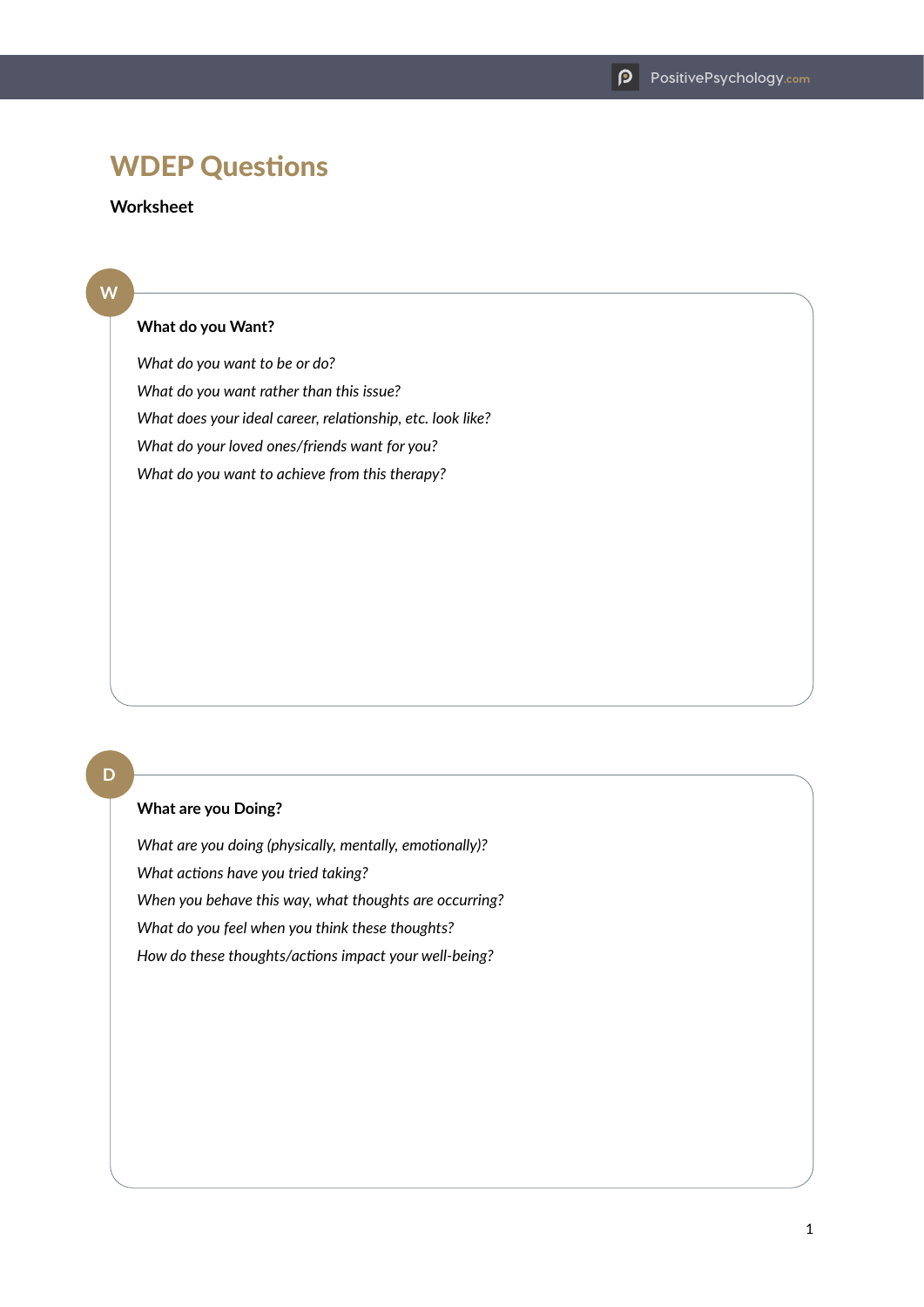# WDEP Questions

**Worksheet**

## W

**What do you Want?**

*What do you want to be or do?*

*What do you want rather than this issue?*

*What does your ideal career, relationship, etc. look like?*

*What do your loved ones/friends want for you?*

*What do you want to achieve from this therapy?*

## D

**What are you Doing?**

*What are you doing (physically, mentally, emotionally)?*

*What actions have you tried taking?*

*When you behave this way, what thoughts are occurring?*

*What do you feel when you think these thoughts?*

*How do these thoughts/actions impact your well-being?*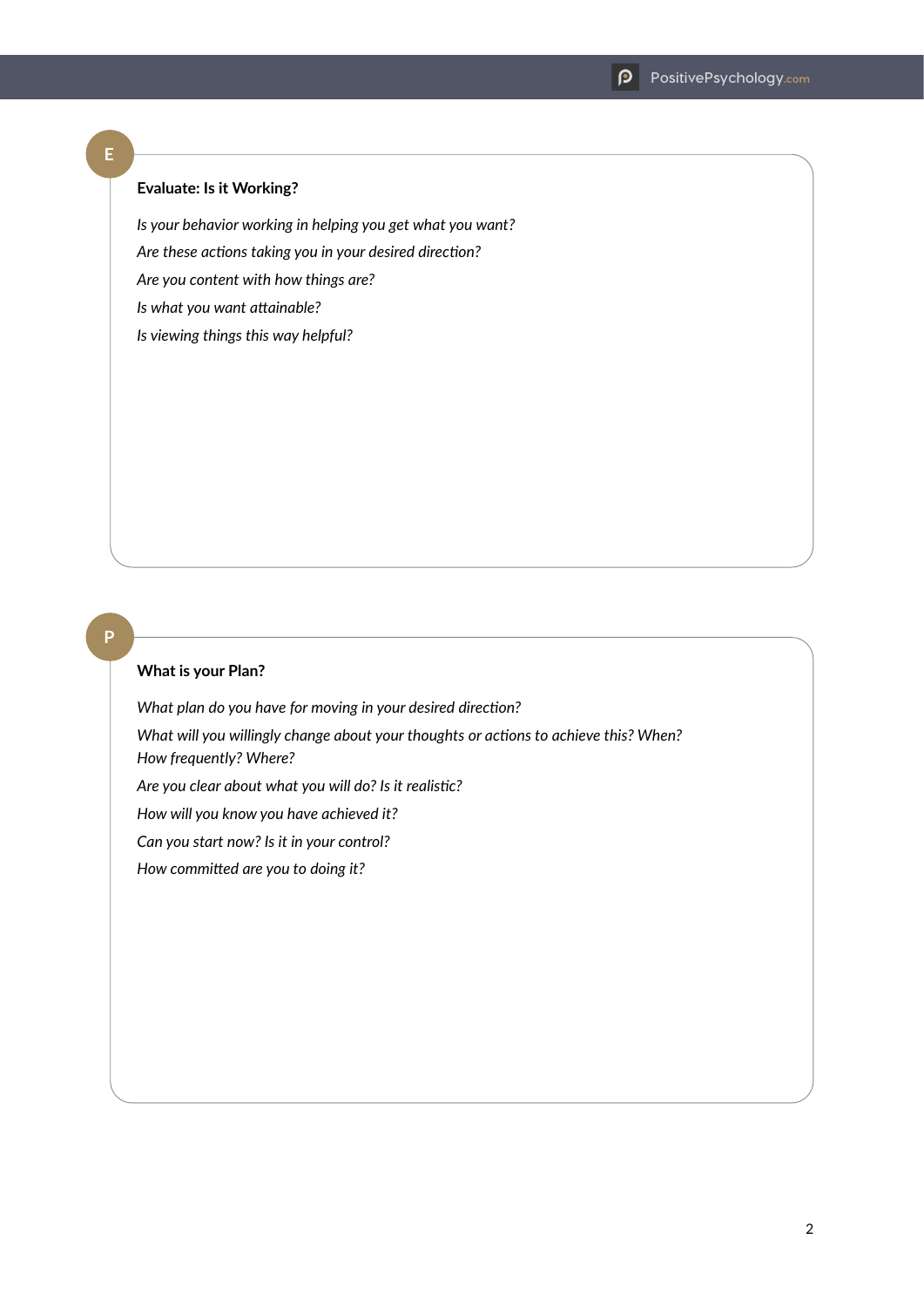E

### Evaluate: Is it Working?

*Is your behavior working in helping you get what you want?*

*Are these actions taking you in your desired direction?*

*Are you content with how things are?*

*Is what you want attainable?*

*Is viewing things this way helpful?*

P

### What is your Plan?

*What plan do you have for moving in your desired direction?*

*What will you willingly change about your thoughts or actions to achieve this? When? How frequently? Where?*

*Are you clear about what you will do? Is it realistic?*

*How will you know you have achieved it?*

*Can you start now? Is it in your control?*

*How committed are you to doing it?*